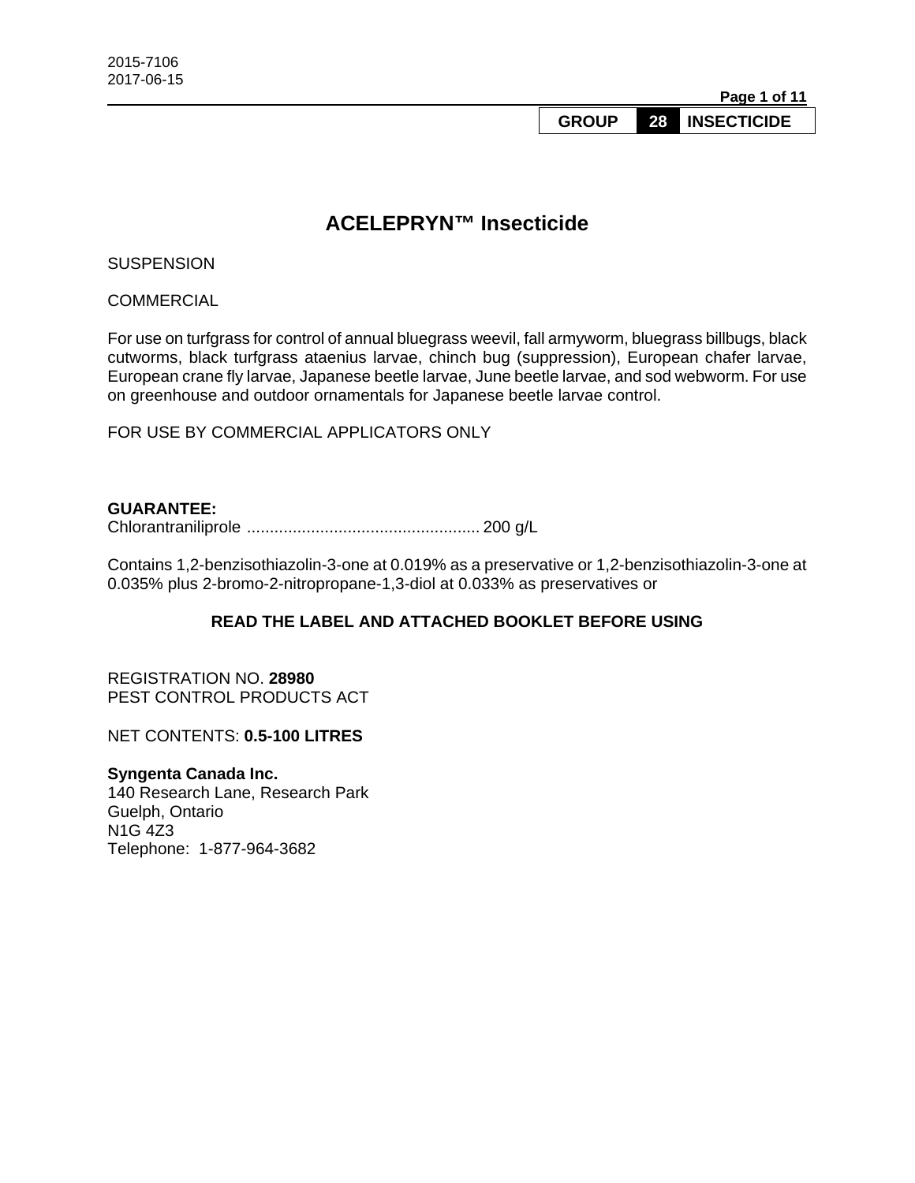2015-7106
2017-06-15

**GROUP 28 INSECTICIDE**

# ACELEPRYN™ Insecticide

SUSPENSION

COMMERCIAL

For use on turfgrass for control of annual bluegrass weevil, fall armyworm, bluegrass billbugs, black cutworms, black turfgrass ataenius larvae, chinch bug (suppression), European chafer larvae, European crane fly larvae, Japanese beetle larvae, June beetle larvae, and sod webworm. For use on greenhouse and outdoor ornamentals for Japanese beetle larvae control.

FOR USE BY COMMERCIAL APPLICATORS ONLY

**GUARANTEE:**
Chlorantraniliprole .................................................. 200 g/L

Contains 1,2-benzisothiazolin-3-one at 0.019% as a preservative or 1,2-benzisothiazolin-3-one at 0.035% plus 2-bromo-2-nitropropane-1,3-diol at 0.033% as preservatives or

**READ THE LABEL AND ATTACHED BOOKLET BEFORE USING**

REGISTRATION NO. **28980**
PEST CONTROL PRODUCTS ACT

NET CONTENTS: **0.5-100 LITRES**

**Syngenta Canada Inc.**
140 Research Lane, Research Park
Guelph, Ontario
N1G 4Z3
Telephone: 1-877-964-3682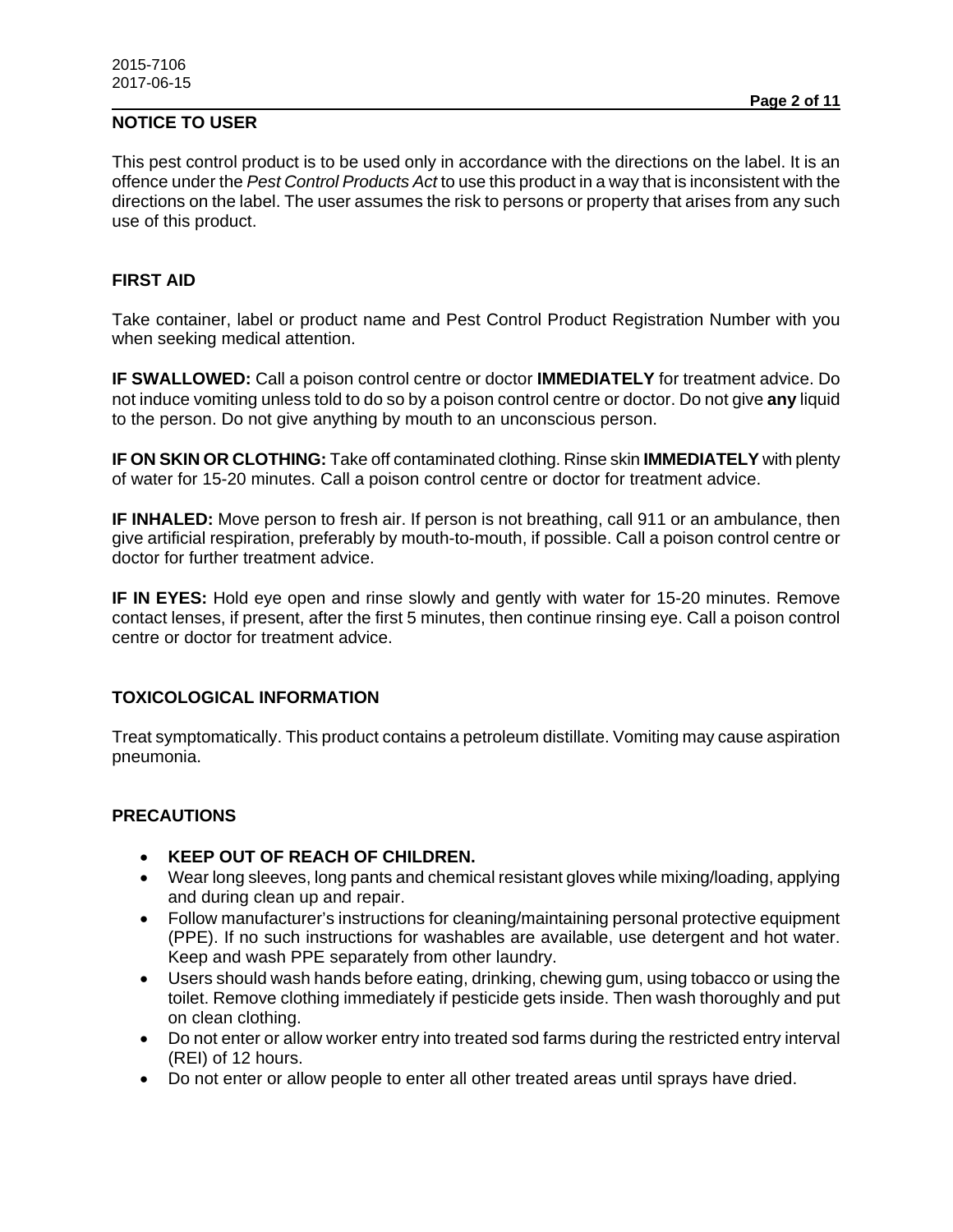## NOTICE TO USER

This pest control product is to be used only in accordance with the directions on the label. It is an offence under the *Pest Control Products Act* to use this product in a way that is inconsistent with the directions on the label. The user assumes the risk to persons or property that arises from any such use of this product.

## FIRST AID

Take container, label or product name and Pest Control Product Registration Number with you when seeking medical attention.

**IF SWALLOWED:** Call a poison control centre or doctor **IMMEDIATELY** for treatment advice. Do not induce vomiting unless told to do so by a poison control centre or doctor. Do not give **any** liquid to the person. Do not give anything by mouth to an unconscious person.

**IF ON SKIN OR CLOTHING:** Take off contaminated clothing. Rinse skin **IMMEDIATELY** with plenty of water for 15-20 minutes. Call a poison control centre or doctor for treatment advice.

**IF INHALED:** Move person to fresh air. If person is not breathing, call 911 or an ambulance, then give artificial respiration, preferably by mouth-to-mouth, if possible. Call a poison control centre or doctor for further treatment advice.

**IF IN EYES:** Hold eye open and rinse slowly and gently with water for 15-20 minutes. Remove contact lenses, if present, after the first 5 minutes, then continue rinsing eye. Call a poison control centre or doctor for treatment advice.

## TOXICOLOGICAL INFORMATION

Treat symptomatically. This product contains a petroleum distillate. Vomiting may cause aspiration pneumonia.

## PRECAUTIONS

- **KEEP OUT OF REACH OF CHILDREN.**
- Wear long sleeves, long pants and chemical resistant gloves while mixing/loading, applying and during clean up and repair.
- Follow manufacturer's instructions for cleaning/maintaining personal protective equipment (PPE). If no such instructions for washables are available, use detergent and hot water. Keep and wash PPE separately from other laundry.
- Users should wash hands before eating, drinking, chewing gum, using tobacco or using the toilet. Remove clothing immediately if pesticide gets inside. Then wash thoroughly and put on clean clothing.
- Do not enter or allow worker entry into treated sod farms during the restricted entry interval (REI) of 12 hours.
- Do not enter or allow people to enter all other treated areas until sprays have dried.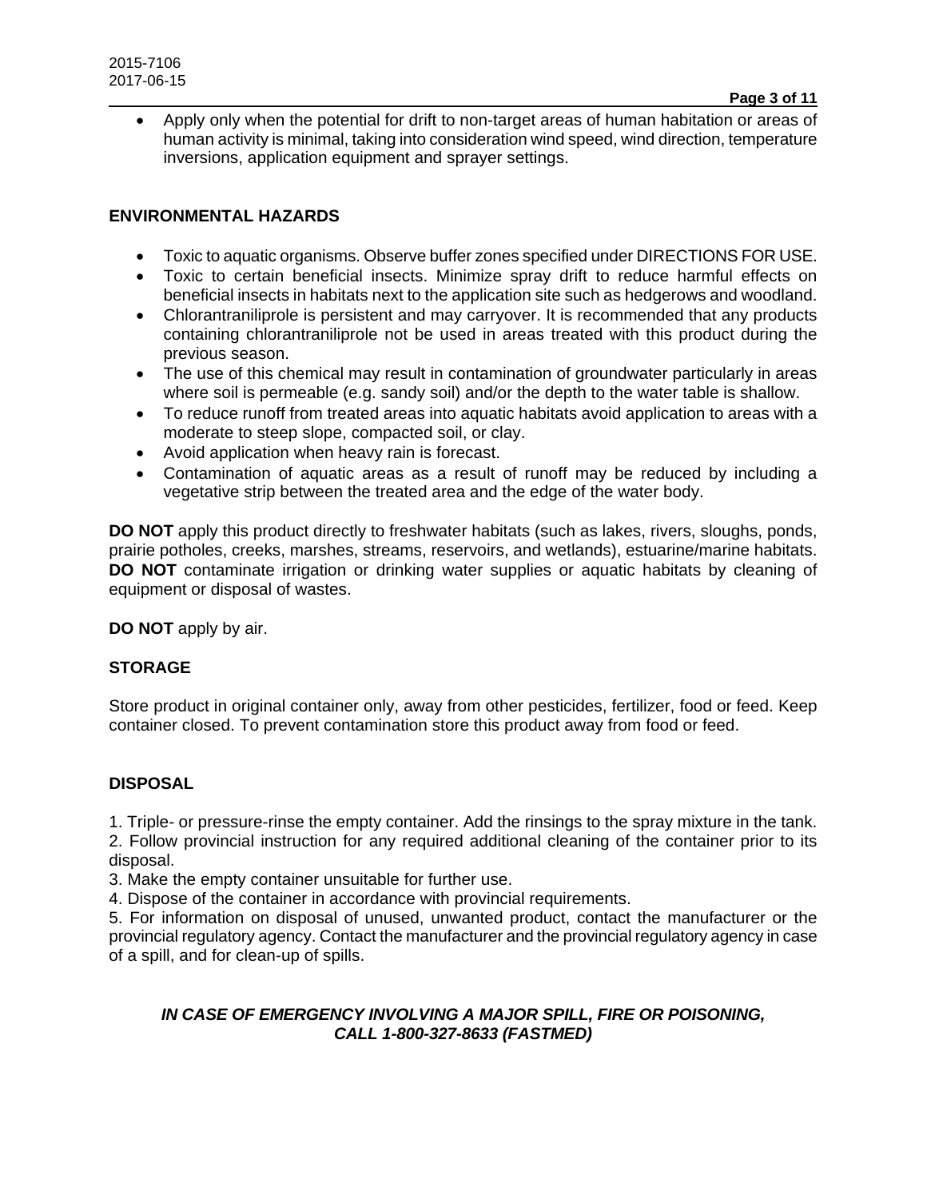- Apply only when the potential for drift to non-target areas of human habitation or areas of human activity is minimal, taking into consideration wind speed, wind direction, temperature inversions, application equipment and sprayer settings.

## ENVIRONMENTAL HAZARDS

- Toxic to aquatic organisms. Observe buffer zones specified under DIRECTIONS FOR USE.
- Toxic to certain beneficial insects. Minimize spray drift to reduce harmful effects on beneficial insects in habitats next to the application site such as hedgerows and woodland.
- Chlorantraniliprole is persistent and may carryover. It is recommended that any products containing chlorantraniliprole not be used in areas treated with this product during the previous season.
- The use of this chemical may result in contamination of groundwater particularly in areas where soil is permeable (e.g. sandy soil) and/or the depth to the water table is shallow.
- To reduce runoff from treated areas into aquatic habitats avoid application to areas with a moderate to steep slope, compacted soil, or clay.
- Avoid application when heavy rain is forecast.
- Contamination of aquatic areas as a result of runoff may be reduced by including a vegetative strip between the treated area and the edge of the water body.

**DO NOT** apply this product directly to freshwater habitats (such as lakes, rivers, sloughs, ponds, prairie potholes, creeks, marshes, streams, reservoirs, and wetlands), estuarine/marine habitats. **DO NOT** contaminate irrigation or drinking water supplies or aquatic habitats by cleaning of equipment or disposal of wastes.

**DO NOT** apply by air.

## STORAGE

Store product in original container only, away from other pesticides, fertilizer, food or feed. Keep container closed. To prevent contamination store this product away from food or feed.

## DISPOSAL

1. Triple- or pressure-rinse the empty container. Add the rinsings to the spray mixture in the tank.
2. Follow provincial instruction for any required additional cleaning of the container prior to its disposal.
3. Make the empty container unsuitable for further use.
4. Dispose of the container in accordance with provincial requirements.
5. For information on disposal of unused, unwanted product, contact the manufacturer or the provincial regulatory agency. Contact the manufacturer and the provincial regulatory agency in case of a spill, and for clean-up of spills.

***IN CASE OF EMERGENCY INVOLVING A MAJOR SPILL, FIRE OR POISONING, CALL 1-800-327-8633 (FASTMED)***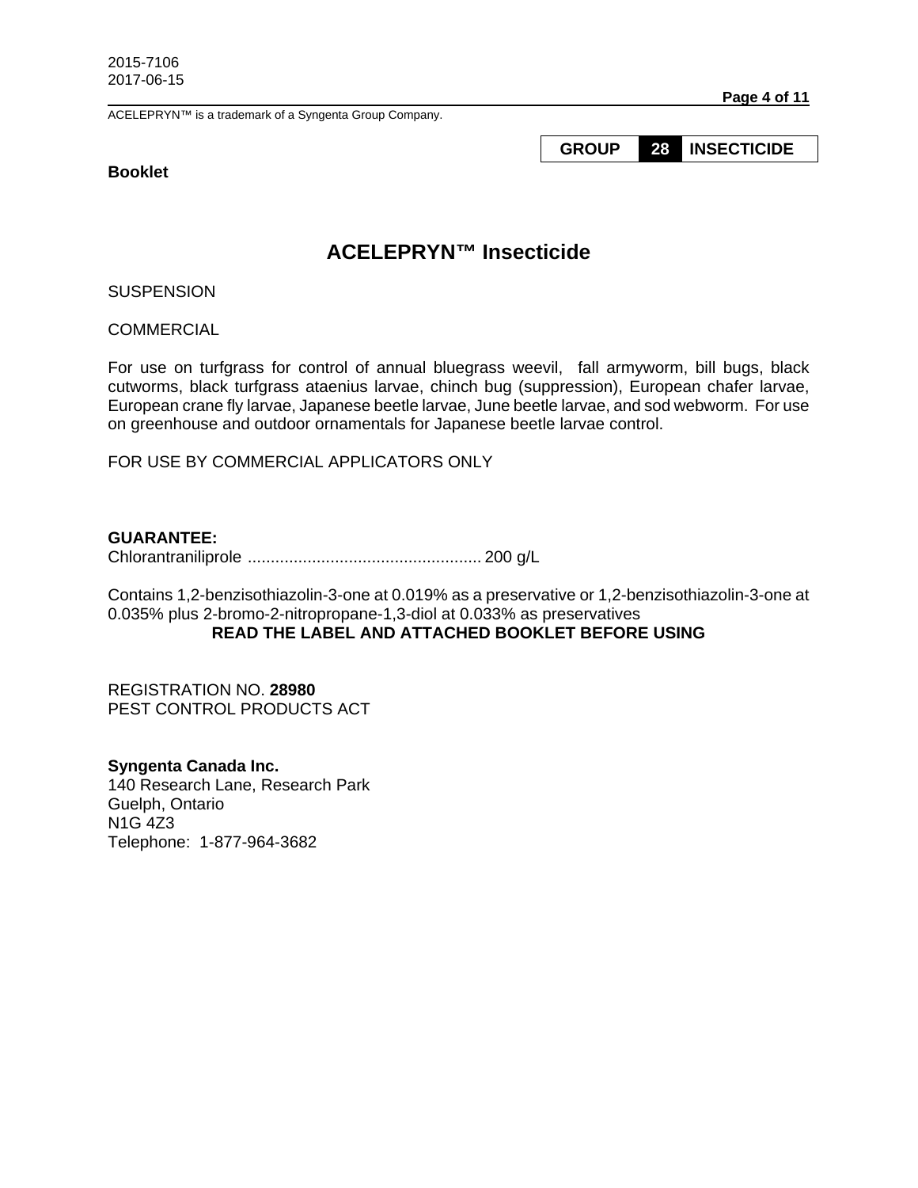2015-7106
2017-06-15

ACELEPRYN™ is a trademark of a Syngenta Group Company.

| GROUP | 28 | INSECTICIDE |
|---|---|---|

**Booklet**

# ACELEPRYN™ Insecticide

SUSPENSION

COMMERCIAL

For use on turfgrass for control of annual bluegrass weevil, fall armyworm, bill bugs, black cutworms, black turfgrass ataenius larvae, chinch bug (suppression), European chafer larvae, European crane fly larvae, Japanese beetle larvae, June beetle larvae, and sod webworm. For use on greenhouse and outdoor ornamentals for Japanese beetle larvae control.

FOR USE BY COMMERCIAL APPLICATORS ONLY

**GUARANTEE:**
Chlorantraniliprole .................................................. 200 g/L

Contains 1,2-benzisothiazolin-3-one at 0.019% as a preservative or 1,2-benzisothiazolin-3-one at 0.035% plus 2-bromo-2-nitropropane-1,3-diol at 0.033% as preservatives

**READ THE LABEL AND ATTACHED BOOKLET BEFORE USING**

REGISTRATION NO. **28980**
PEST CONTROL PRODUCTS ACT

**Syngenta Canada Inc.**
140 Research Lane, Research Park
Guelph, Ontario
N1G 4Z3
Telephone: 1-877-964-3682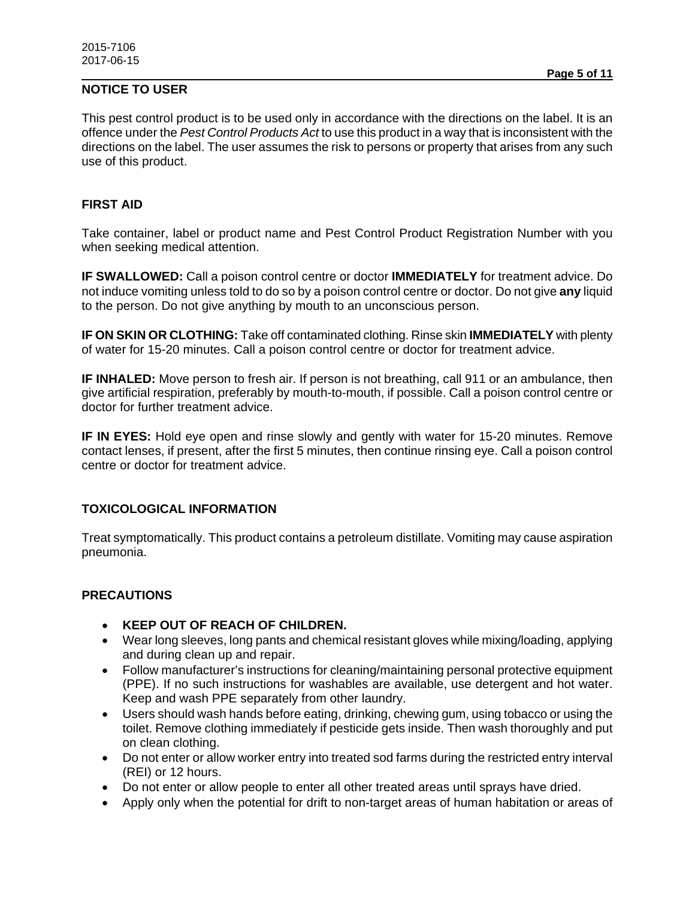## NOTICE TO USER

This pest control product is to be used only in accordance with the directions on the label. It is an offence under the *Pest Control Products Act* to use this product in a way that is inconsistent with the directions on the label. The user assumes the risk to persons or property that arises from any such use of this product.

## FIRST AID

Take container, label or product name and Pest Control Product Registration Number with you when seeking medical attention.

**IF SWALLOWED:** Call a poison control centre or doctor **IMMEDIATELY** for treatment advice. Do not induce vomiting unless told to do so by a poison control centre or doctor. Do not give **any** liquid to the person. Do not give anything by mouth to an unconscious person.

**IF ON SKIN OR CLOTHING:** Take off contaminated clothing. Rinse skin **IMMEDIATELY** with plenty of water for 15-20 minutes. Call a poison control centre or doctor for treatment advice.

**IF INHALED:** Move person to fresh air. If person is not breathing, call 911 or an ambulance, then give artificial respiration, preferably by mouth-to-mouth, if possible. Call a poison control centre or doctor for further treatment advice.

**IF IN EYES:** Hold eye open and rinse slowly and gently with water for 15-20 minutes. Remove contact lenses, if present, after the first 5 minutes, then continue rinsing eye. Call a poison control centre or doctor for treatment advice.

## TOXICOLOGICAL INFORMATION

Treat symptomatically. This product contains a petroleum distillate. Vomiting may cause aspiration pneumonia.

## PRECAUTIONS

- **KEEP OUT OF REACH OF CHILDREN.**
- Wear long sleeves, long pants and chemical resistant gloves while mixing/loading, applying and during clean up and repair.
- Follow manufacturer's instructions for cleaning/maintaining personal protective equipment (PPE). If no such instructions for washables are available, use detergent and hot water. Keep and wash PPE separately from other laundry.
- Users should wash hands before eating, drinking, chewing gum, using tobacco or using the toilet. Remove clothing immediately if pesticide gets inside. Then wash thoroughly and put on clean clothing.
- Do not enter or allow worker entry into treated sod farms during the restricted entry interval (REI) or 12 hours.
- Do not enter or allow people to enter all other treated areas until sprays have dried.
- Apply only when the potential for drift to non-target areas of human habitation or areas of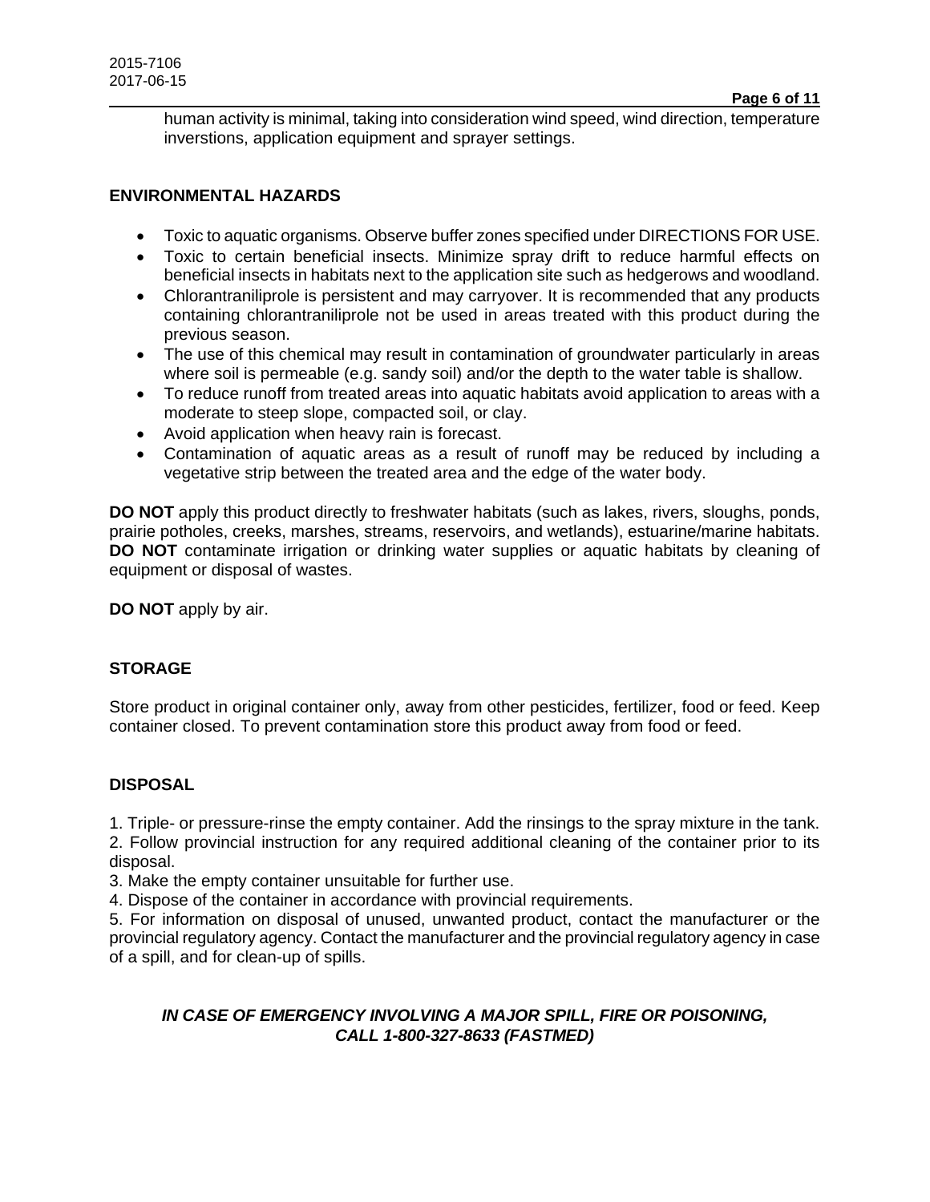human activity is minimal, taking into consideration wind speed, wind direction, temperature inverstions, application equipment and sprayer settings.

## ENVIRONMENTAL HAZARDS

- Toxic to aquatic organisms. Observe buffer zones specified under DIRECTIONS FOR USE.
- Toxic to certain beneficial insects. Minimize spray drift to reduce harmful effects on beneficial insects in habitats next to the application site such as hedgerows and woodland.
- Chlorantraniliprole is persistent and may carryover. It is recommended that any products containing chlorantraniliprole not be used in areas treated with this product during the previous season.
- The use of this chemical may result in contamination of groundwater particularly in areas where soil is permeable (e.g. sandy soil) and/or the depth to the water table is shallow.
- To reduce runoff from treated areas into aquatic habitats avoid application to areas with a moderate to steep slope, compacted soil, or clay.
- Avoid application when heavy rain is forecast.
- Contamination of aquatic areas as a result of runoff may be reduced by including a vegetative strip between the treated area and the edge of the water body.

**DO NOT** apply this product directly to freshwater habitats (such as lakes, rivers, sloughs, ponds, prairie potholes, creeks, marshes, streams, reservoirs, and wetlands), estuarine/marine habitats. **DO NOT** contaminate irrigation or drinking water supplies or aquatic habitats by cleaning of equipment or disposal of wastes.

**DO NOT** apply by air.

## STORAGE

Store product in original container only, away from other pesticides, fertilizer, food or feed. Keep container closed. To prevent contamination store this product away from food or feed.

## DISPOSAL

1. Triple- or pressure-rinse the empty container. Add the rinsings to the spray mixture in the tank.
2. Follow provincial instruction for any required additional cleaning of the container prior to its disposal.
3. Make the empty container unsuitable for further use.
4. Dispose of the container in accordance with provincial requirements.
5. For information on disposal of unused, unwanted product, contact the manufacturer or the provincial regulatory agency. Contact the manufacturer and the provincial regulatory agency in case of a spill, and for clean-up of spills.

***IN CASE OF EMERGENCY INVOLVING A MAJOR SPILL, FIRE OR POISONING, CALL 1-800-327-8633 (FASTMED)***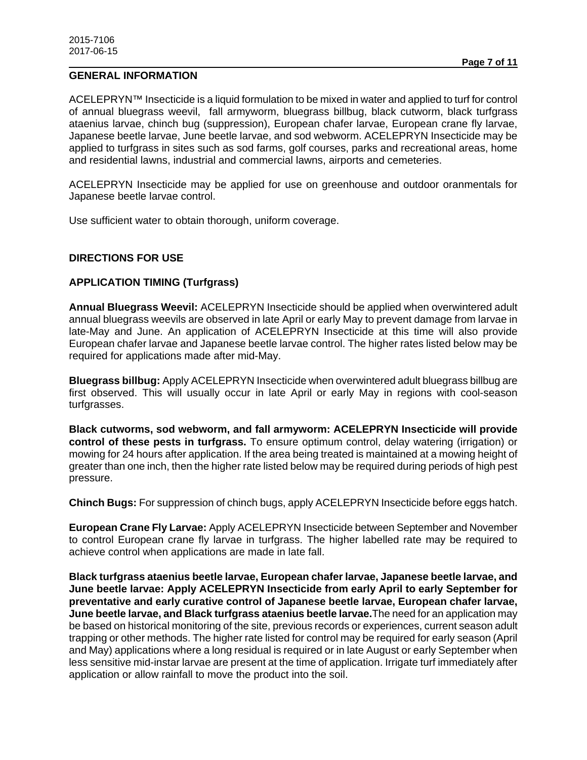## GENERAL INFORMATION

ACELEPRYN™ Insecticide is a liquid formulation to be mixed in water and applied to turf for control of annual bluegrass weevil, fall armyworm, bluegrass billbug, black cutworm, black turfgrass ataenius larvae, chinch bug (suppression), European chafer larvae, European crane fly larvae, Japanese beetle larvae, June beetle larvae, and sod webworm. ACELEPRYN Insecticide may be applied to turfgrass in sites such as sod farms, golf courses, parks and recreational areas, home and residential lawns, industrial and commercial lawns, airports and cemeteries.

ACELEPRYN Insecticide may be applied for use on greenhouse and outdoor oranmentals for Japanese beetle larvae control.

Use sufficient water to obtain thorough, uniform coverage.

## DIRECTIONS FOR USE

### APPLICATION TIMING (Turfgrass)

**Annual Bluegrass Weevil:** ACELEPRYN Insecticide should be applied when overwintered adult annual bluegrass weevils are observed in late April or early May to prevent damage from larvae in late-May and June. An application of ACELEPRYN Insecticide at this time will also provide European chafer larvae and Japanese beetle larvae control. The higher rates listed below may be required for applications made after mid-May.

**Bluegrass billbug:** Apply ACELEPRYN Insecticide when overwintered adult bluegrass billbug are first observed. This will usually occur in late April or early May in regions with cool-season turfgrasses.

**Black cutworms, sod webworm, and fall armyworm: ACELEPRYN Insecticide will provide control of these pests in turfgrass.** To ensure optimum control, delay watering (irrigation) or mowing for 24 hours after application. If the area being treated is maintained at a mowing height of greater than one inch, then the higher rate listed below may be required during periods of high pest pressure.

**Chinch Bugs:** For suppression of chinch bugs, apply ACELEPRYN Insecticide before eggs hatch.

**European Crane Fly Larvae:** Apply ACELEPRYN Insecticide between September and November to control European crane fly larvae in turfgrass. The higher labelled rate may be required to achieve control when applications are made in late fall.

**Black turfgrass ataenius beetle larvae, European chafer larvae, Japanese beetle larvae, and June beetle larvae: Apply ACELEPRYN Insecticide from early April to early September for preventative and early curative control of Japanese beetle larvae, European chafer larvae, June beetle larvae, and Black turfgrass ataenius beetle larvae.**The need for an application may be based on historical monitoring of the site, previous records or experiences, current season adult trapping or other methods. The higher rate listed for control may be required for early season (April and May) applications where a long residual is required or in late August or early September when less sensitive mid-instar larvae are present at the time of application. Irrigate turf immediately after application or allow rainfall to move the product into the soil.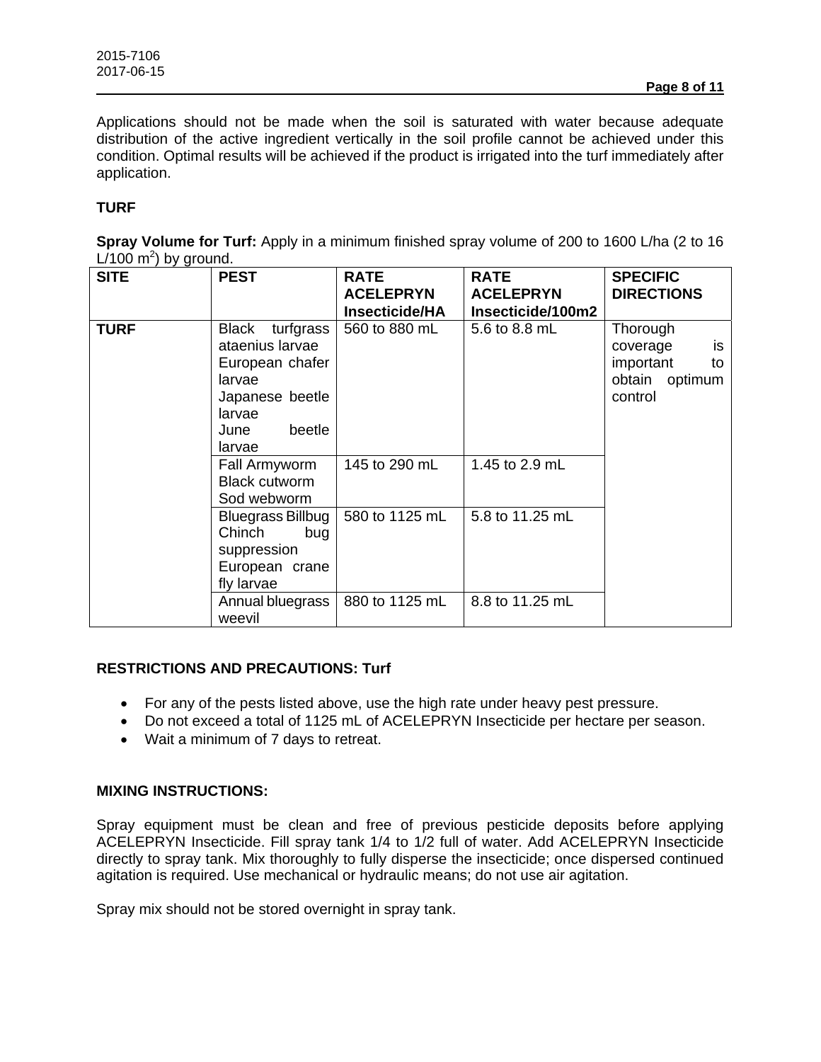Applications should not be made when the soil is saturated with water because adequate distribution of the active ingredient vertically in the soil profile cannot be achieved under this condition. Optimal results will be achieved if the product is irrigated into the turf immediately after application.

**TURF**

**Spray Volume for Turf:** Apply in a minimum finished spray volume of 200 to 1600 L/ha (2 to 16 L/100 $m^2$) by ground.

| SITE | PEST | RATE ACELEPRYN Insecticide/HA | RATE ACELEPRYN Insecticide/100m2 | SPECIFIC DIRECTIONS |
|---|---|---|---|---|
| TURF | Black turfgrass ataenius larvae<br>European chafer larvae<br>Japanese beetle larvae<br>June beetle larvae | 560 to 880 mL | 5.6 to 8.8 mL | Thorough coverage is important to obtain optimum control |
| | Fall Armyworm<br>Black cutworm<br>Sod webworm | 145 to 290 mL | 1.45 to 2.9 mL | |
| | Bluegrass Billbug<br>Chinch bug suppression<br>European crane fly larvae | 580 to 1125 mL | 5.8 to 11.25 mL | |
| | Annual bluegrass weevil | 880 to 1125 mL | 8.8 to 11.25 mL | |

**RESTRICTIONS AND PRECAUTIONS: Turf**

- For any of the pests listed above, use the high rate under heavy pest pressure.
- Do not exceed a total of 1125 mL of ACELEPRYN Insecticide per hectare per season.
- Wait a minimum of 7 days to retreat.

**MIXING INSTRUCTIONS:**

Spray equipment must be clean and free of previous pesticide deposits before applying ACELEPRYN Insecticide. Fill spray tank 1/4 to 1/2 full of water. Add ACELEPRYN Insecticide directly to spray tank. Mix thoroughly to fully disperse the insecticide; once dispersed continued agitation is required. Use mechanical or hydraulic means; do not use air agitation.

Spray mix should not be stored overnight in spray tank.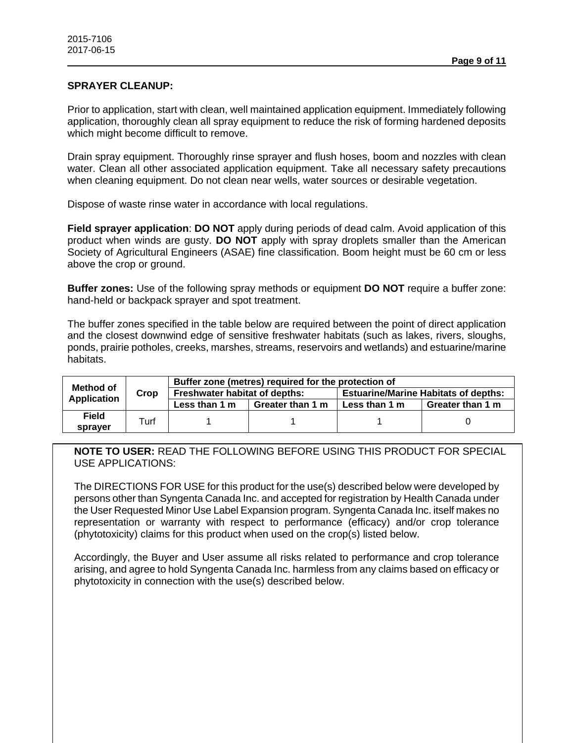**SPRAYER CLEANUP:**

Prior to application, start with clean, well maintained application equipment. Immediately following application, thoroughly clean all spray equipment to reduce the risk of forming hardened deposits which might become difficult to remove.

Drain spray equipment. Thoroughly rinse sprayer and flush hoses, boom and nozzles with clean water. Clean all other associated application equipment. Take all necessary safety precautions when cleaning equipment. Do not clean near wells, water sources or desirable vegetation.

Dispose of waste rinse water in accordance with local regulations.

**Field sprayer application**: **DO NOT** apply during periods of dead calm. Avoid application of this product when winds are gusty. **DO NOT** apply with spray droplets smaller than the American Society of Agricultural Engineers (ASAE) fine classification. Boom height must be 60 cm or less above the crop or ground.

**Buffer zones:** Use of the following spray methods or equipment **DO NOT** require a buffer zone: hand-held or backpack sprayer and spot treatment.

The buffer zones specified in the table below are required between the point of direct application and the closest downwind edge of sensitive freshwater habitats (such as lakes, rivers, sloughs, ponds, prairie potholes, creeks, marshes, streams, reservoirs and wetlands) and estuarine/marine habitats.

| Method of Application | Crop | Buffer zone (metres) required for the protection of | | | |
|---|---|---|---|---|---|
| | | Freshwater habitat of depths: | | Estuarine/Marine Habitats of depths: | |
| | | Less than 1 m | Greater than 1 m | Less than 1 m | Greater than 1 m |
| **Field sprayer** | Turf | 1 | 1 | 1 | 0 |

**NOTE TO USER:** READ THE FOLLOWING BEFORE USING THIS PRODUCT FOR SPECIAL USE APPLICATIONS:

The DIRECTIONS FOR USE for this product for the use(s) described below were developed by persons other than Syngenta Canada Inc. and accepted for registration by Health Canada under the User Requested Minor Use Label Expansion program. Syngenta Canada Inc. itself makes no representation or warranty with respect to performance (efficacy) and/or crop tolerance (phytotoxicity) claims for this product when used on the crop(s) listed below.

Accordingly, the Buyer and User assume all risks related to performance and crop tolerance arising, and agree to hold Syngenta Canada Inc. harmless from any claims based on efficacy or phytotoxicity in connection with the use(s) described below.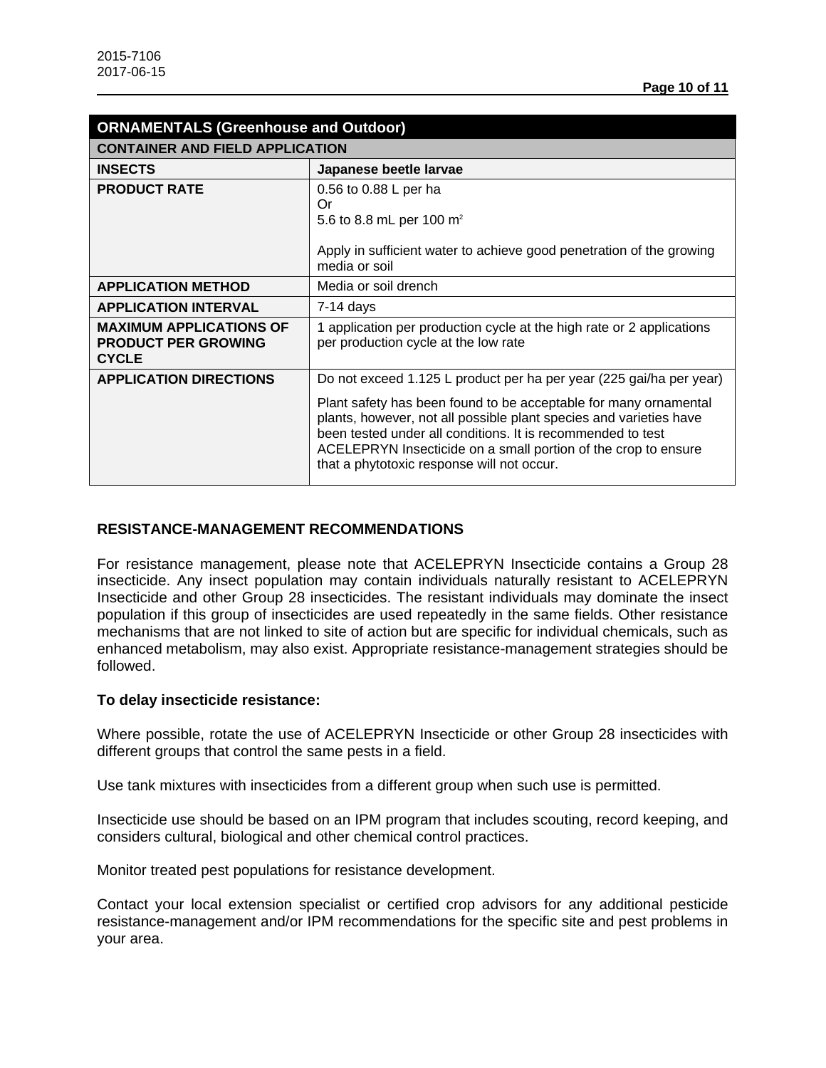| ORNAMENTALS (Greenhouse and Outdoor) | |
|---|---|
| **CONTAINER AND FIELD APPLICATION** | |
| **INSECTS** | **Japanese beetle larvae** |
| **PRODUCT RATE** | 0.56 to 0.88 L per ha<br>Or<br>5.6 to 8.8 mL per 100 m$^2$<br><br>Apply in sufficient water to achieve good penetration of the growing media or soil |
| **APPLICATION METHOD** | Media or soil drench |
| **APPLICATION INTERVAL** | 7-14 days |
| **MAXIMUM APPLICATIONS OF PRODUCT PER GROWING CYCLE** | 1 application per production cycle at the high rate or 2 applications per production cycle at the low rate |
| **APPLICATION DIRECTIONS** | Do not exceed 1.125 L product per ha per year (225 gai/ha per year)<br><br>Plant safety has been found to be acceptable for many ornamental plants, however, not all possible plant species and varieties have been tested under all conditions. It is recommended to test ACELEPRYN Insecticide on a small portion of the crop to ensure that a phytotoxic response will not occur. |

## RESISTANCE-MANAGEMENT RECOMMENDATIONS

For resistance management, please note that ACELEPRYN Insecticide contains a Group 28 insecticide. Any insect population may contain individuals naturally resistant to ACELEPRYN Insecticide and other Group 28 insecticides. The resistant individuals may dominate the insect population if this group of insecticides are used repeatedly in the same fields. Other resistance mechanisms that are not linked to site of action but are specific for individual chemicals, such as enhanced metabolism, may also exist. Appropriate resistance-management strategies should be followed.

**To delay insecticide resistance:**

Where possible, rotate the use of ACELEPRYN Insecticide or other Group 28 insecticides with different groups that control the same pests in a field.

Use tank mixtures with insecticides from a different group when such use is permitted.

Insecticide use should be based on an IPM program that includes scouting, record keeping, and considers cultural, biological and other chemical control practices.

Monitor treated pest populations for resistance development.

Contact your local extension specialist or certified crop advisors for any additional pesticide resistance-management and/or IPM recommendations for the specific site and pest problems in your area.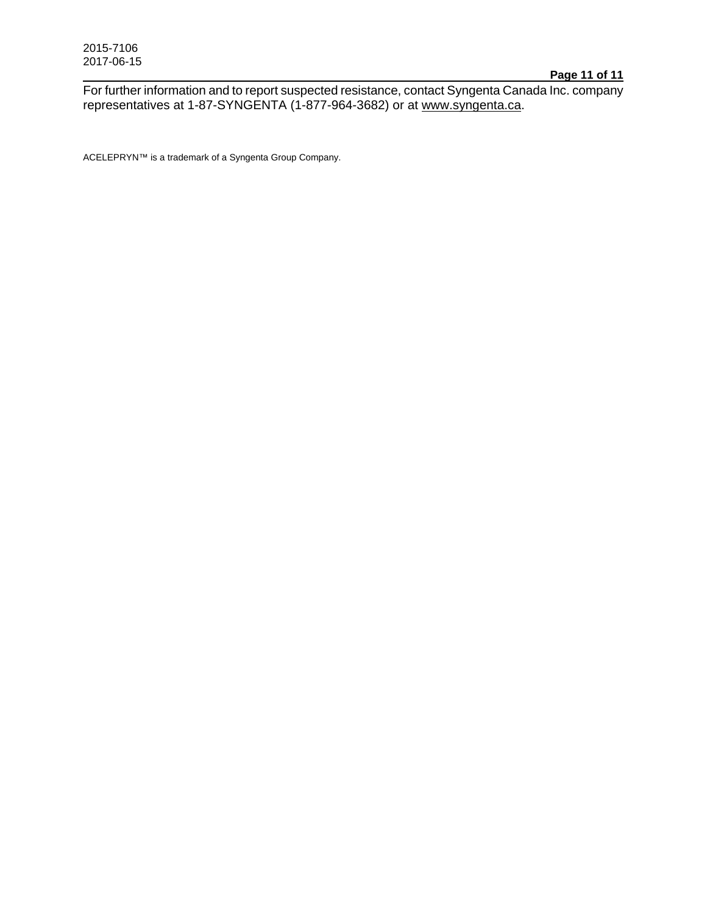For further information and to report suspected resistance, contact Syngenta Canada Inc. company representatives at 1-87-SYNGENTA (1-877-964-3682) or at www.syngenta.ca.

ACELEPRYN™ is a trademark of a Syngenta Group Company.